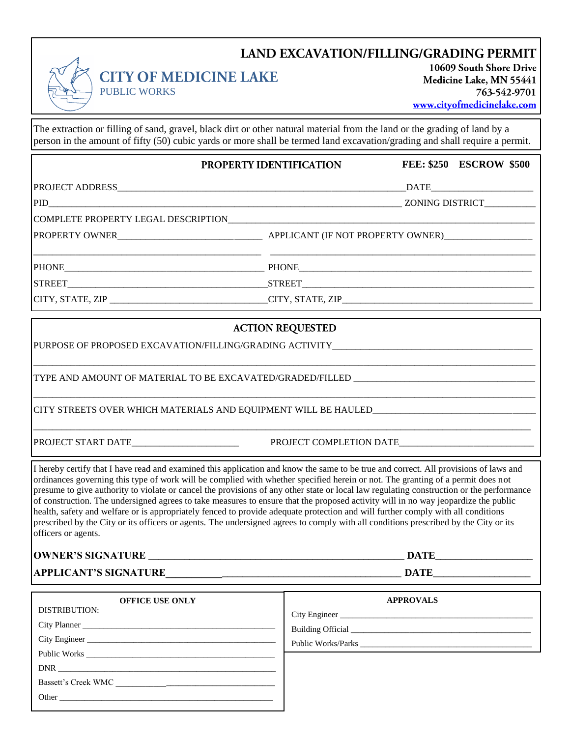# LAND EXCAVATION/FILLING/GRADING PERMIT

**CITY OF MEDICINE LAKE**
PUBLIC WORKS

10609 South Shore Drive
Medicine Lake, MN 55441
763-542-9701
www.cityofmedicinelake.com

The extraction or filling of sand, gravel, black dirt or other natural material from the land or the grading of land by a person in the amount of fifty (50) cubic yards or more shall be termed land excavation/grading and shall require a permit.

## PROPERTY IDENTIFICATION

**FEE: $250 ESCROW $500**

PROJECT ADDRESS_______________________________ DATE_______________

PID_______________________________ ZONING DISTRICT__________

COMPLETE PROPERTY LEGAL DESCRIPTION_______________________________

PROPERTY OWNER_______________________ APPLICANT (IF NOT PROPERTY OWNER)_______________

_______________________ _______________________

PHONE_______________________ PHONE_______________________

STREET_______________________ STREET_______________________

CITY, STATE, ZIP _______________________ CITY, STATE, ZIP_______________________

## ACTION REQUESTED

PURPOSE OF PROPOSED EXCAVATION/FILLING/GRADING ACTIVITY_______________________________

_______________________________________________________________

TYPE AND AMOUNT OF MATERIAL TO BE EXCAVATED/GRADED/FILLED _______________________

_______________________________________________________________

CITY STREETS OVER WHICH MATERIALS AND EQUIPMENT WILL BE HAULED_______________________

_______________________________________________________________

PROJECT START DATE_______________ PROJECT COMPLETION DATE_______________

I hereby certify that I have read and examined this application and know the same to be true and correct. All provisions of laws and ordinances governing this type of work will be complied with whether specified herein or not. The granting of a permit does not presume to give authority to violate or cancel the provisions of any other state or local law regulating construction or the performance of construction. The undersigned agrees to take measures to ensure that the proposed activity will in no way jeopardize the public health, safety and welfare or is appropriately fenced to provide adequate protection and will further comply with all conditions prescribed by the City or its officers or agents. The undersigned agrees to comply with all conditions prescribed by the City or its officers or agents.

**OWNER'S SIGNATURE _______________________________ DATE_______________**

**APPLICANT'S SIGNATURE_______________________________ DATE_______________**

**OFFICE USE ONLY**

DISTRIBUTION:

City Planner _______________________

City Engineer _______________________

Public Works _______________________

DNR _______________________

Bassett's Creek WMC _______________________

Other _______________________

**APPROVALS**

City Engineer _______________________

Building Official _______________________

Public Works/Parks _______________________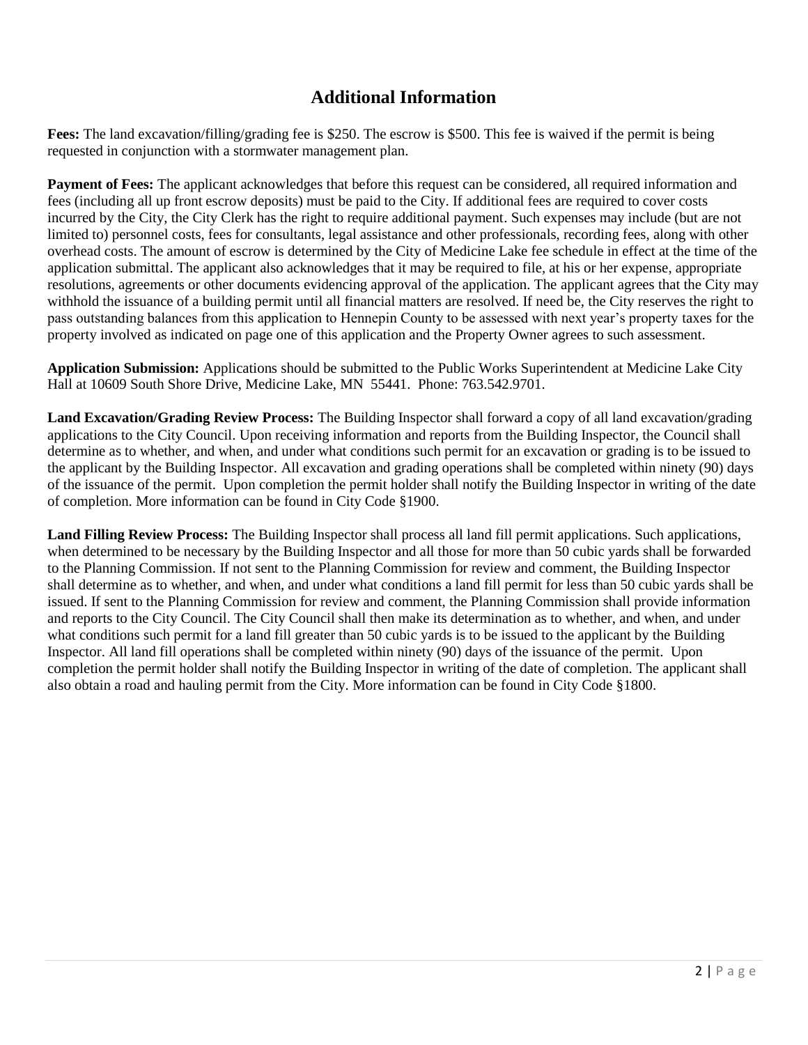# Additional Information

**Fees:** The land excavation/filling/grading fee is $250. The escrow is $500. This fee is waived if the permit is being requested in conjunction with a stormwater management plan.

**Payment of Fees:** The applicant acknowledges that before this request can be considered, all required information and fees (including all up front escrow deposits) must be paid to the City. If additional fees are required to cover costs incurred by the City, the City Clerk has the right to require additional payment. Such expenses may include (but are not limited to) personnel costs, fees for consultants, legal assistance and other professionals, recording fees, along with other overhead costs. The amount of escrow is determined by the City of Medicine Lake fee schedule in effect at the time of the application submittal. The applicant also acknowledges that it may be required to file, at his or her expense, appropriate resolutions, agreements or other documents evidencing approval of the application. The applicant agrees that the City may withhold the issuance of a building permit until all financial matters are resolved. If need be, the City reserves the right to pass outstanding balances from this application to Hennepin County to be assessed with next year's property taxes for the property involved as indicated on page one of this application and the Property Owner agrees to such assessment.

**Application Submission:** Applications should be submitted to the Public Works Superintendent at Medicine Lake City Hall at 10609 South Shore Drive, Medicine Lake, MN 55441. Phone: 763.542.9701.

**Land Excavation/Grading Review Process:** The Building Inspector shall forward a copy of all land excavation/grading applications to the City Council. Upon receiving information and reports from the Building Inspector, the Council shall determine as to whether, and when, and under what conditions such permit for an excavation or grading is to be issued to the applicant by the Building Inspector. All excavation and grading operations shall be completed within ninety (90) days of the issuance of the permit. Upon completion the permit holder shall notify the Building Inspector in writing of the date of completion. More information can be found in City Code §1900.

**Land Filling Review Process:** The Building Inspector shall process all land fill permit applications. Such applications, when determined to be necessary by the Building Inspector and all those for more than 50 cubic yards shall be forwarded to the Planning Commission. If not sent to the Planning Commission for review and comment, the Building Inspector shall determine as to whether, and when, and under what conditions a land fill permit for less than 50 cubic yards shall be issued. If sent to the Planning Commission for review and comment, the Planning Commission shall provide information and reports to the City Council. The City Council shall then make its determination as to whether, and when, and under what conditions such permit for a land fill greater than 50 cubic yards is to be issued to the applicant by the Building Inspector. All land fill operations shall be completed within ninety (90) days of the issuance of the permit. Upon completion the permit holder shall notify the Building Inspector in writing of the date of completion. The applicant shall also obtain a road and hauling permit from the City. More information can be found in City Code §1800.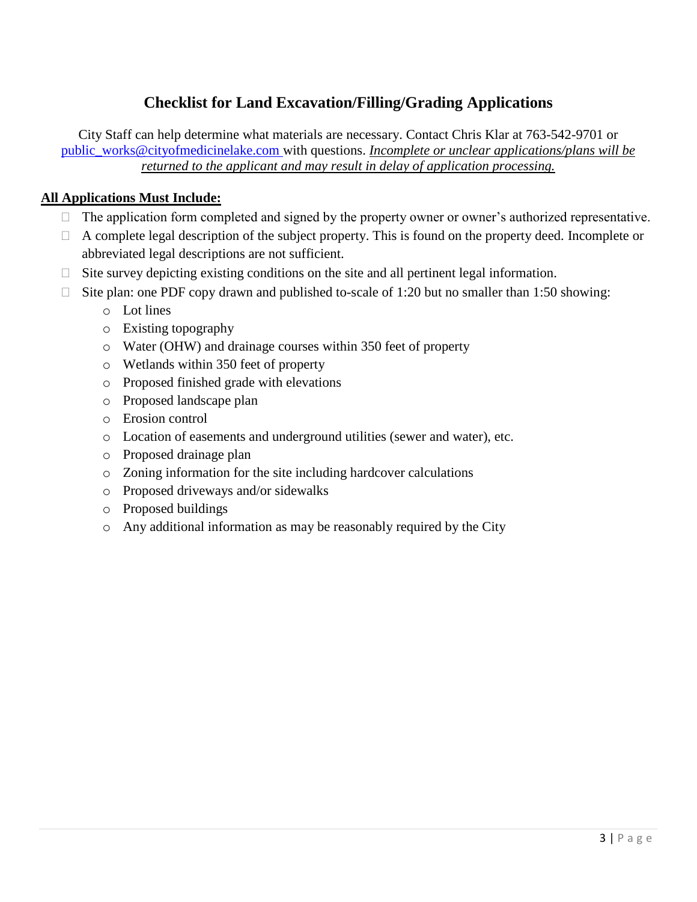# Checklist for Land Excavation/Filling/Grading Applications

City Staff can help determine what materials are necessary. Contact Chris Klar at 763-542-9701 or public_works@cityofmedicinelake.com with questions. ***Incomplete or unclear applications/plans will be returned to the applicant and may result in delay of application processing.***

**All Applications Must Include:**

- ☐ The application form completed and signed by the property owner or owner's authorized representative.
- ☐ A complete legal description of the subject property. This is found on the property deed. Incomplete or abbreviated legal descriptions are not sufficient.
- ☐ Site survey depicting existing conditions on the site and all pertinent legal information.
- ☐ Site plan: one PDF copy drawn and published to-scale of 1:20 but no smaller than 1:50 showing:
  - Lot lines
  - Existing topography
  - Water (OHW) and drainage courses within 350 feet of property
  - Wetlands within 350 feet of property
  - Proposed finished grade with elevations
  - Proposed landscape plan
  - Erosion control
  - Location of easements and underground utilities (sewer and water), etc.
  - Proposed drainage plan
  - Zoning information for the site including hardcover calculations
  - Proposed driveways and/or sidewalks
  - Proposed buildings
  - Any additional information as may be reasonably required by the City